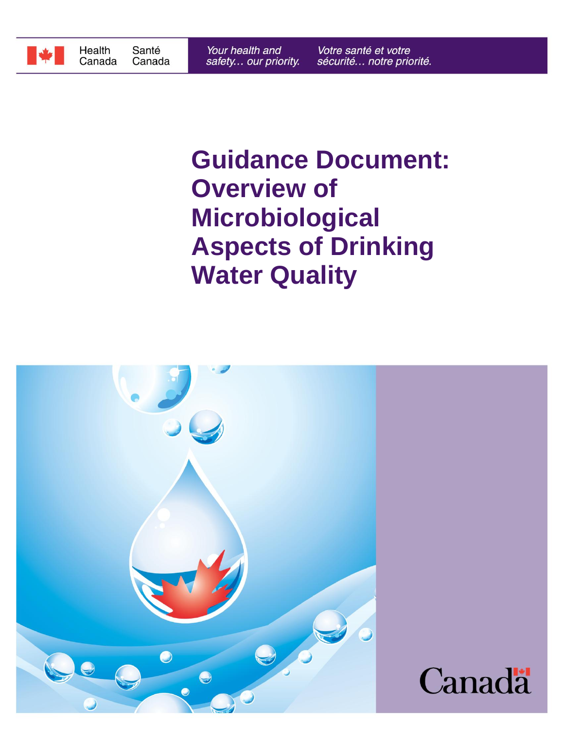Health Canada Santé Canada

*Your health and safety... our priority.* *Votre santé et votre sécurité... notre priorité.*

# Guidance Document: Overview of Microbiological Aspects of Drinking Water Quality

Canada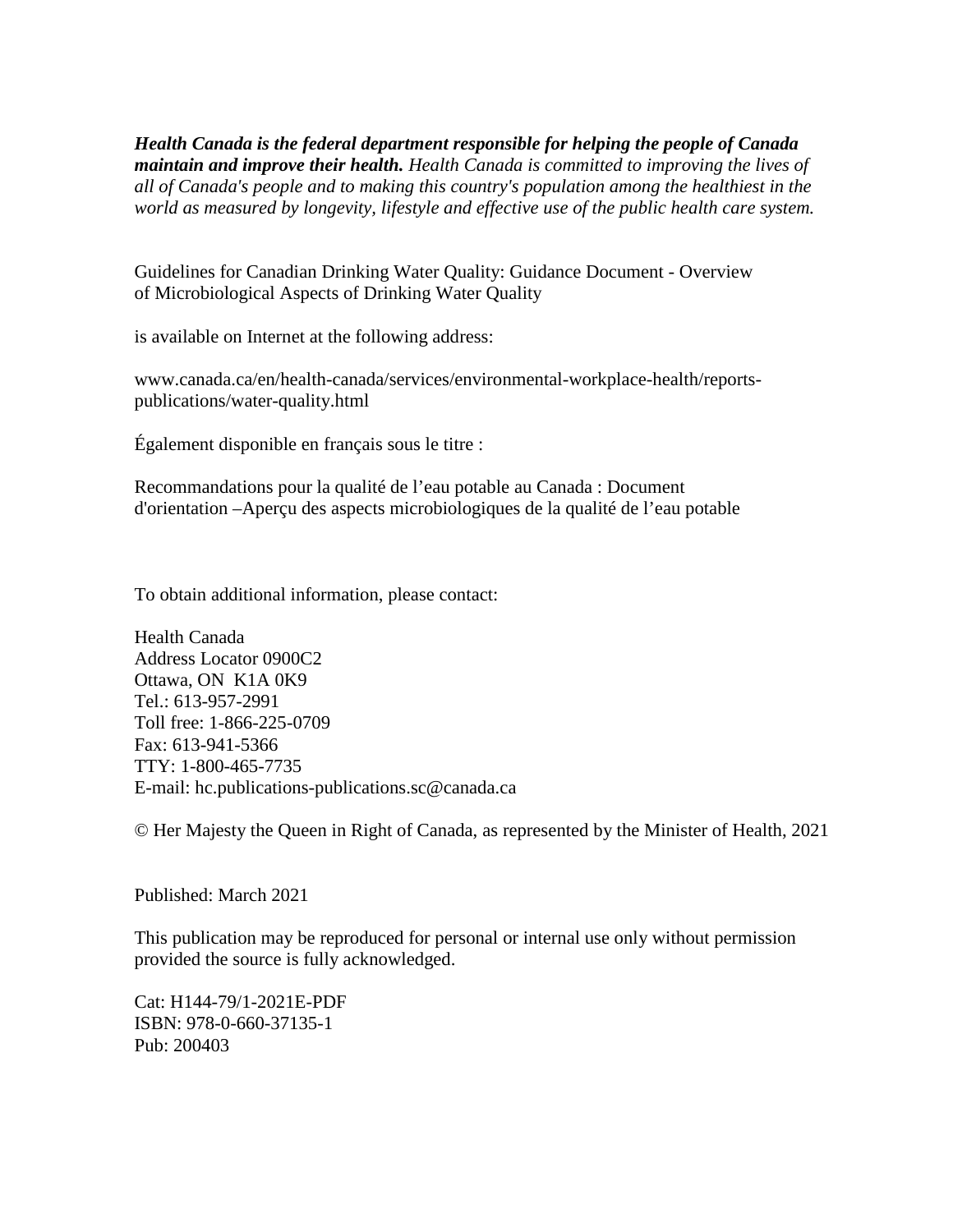***Health Canada is the federal department responsible for helping the people of Canada maintain and improve their health.*** *Health Canada is committed to improving the lives of all of Canada's people and to making this country's population among the healthiest in the world as measured by longevity, lifestyle and effective use of the public health care system.*

Guidelines for Canadian Drinking Water Quality: Guidance Document - Overview of Microbiological Aspects of Drinking Water Quality

is available on Internet at the following address:

www.canada.ca/en/health-canada/services/environmental-workplace-health/reports-publications/water-quality.html

Également disponible en français sous le titre :

Recommandations pour la qualité de l'eau potable au Canada : Document d'orientation –Aperçu des aspects microbiologiques de la qualité de l'eau potable

To obtain additional information, please contact:

Health Canada
Address Locator 0900C2
Ottawa, ON K1A 0K9
Tel.: 613-957-2991
Toll free: 1-866-225-0709
Fax: 613-941-5366
TTY: 1-800-465-7735
E-mail: hc.publications-publications.sc@canada.ca

© Her Majesty the Queen in Right of Canada, as represented by the Minister of Health, 2021

Published: March 2021

This publication may be reproduced for personal or internal use only without permission provided the source is fully acknowledged.

Cat: H144-79/1-2021E-PDF
ISBN: 978-0-660-37135-1
Pub: 200403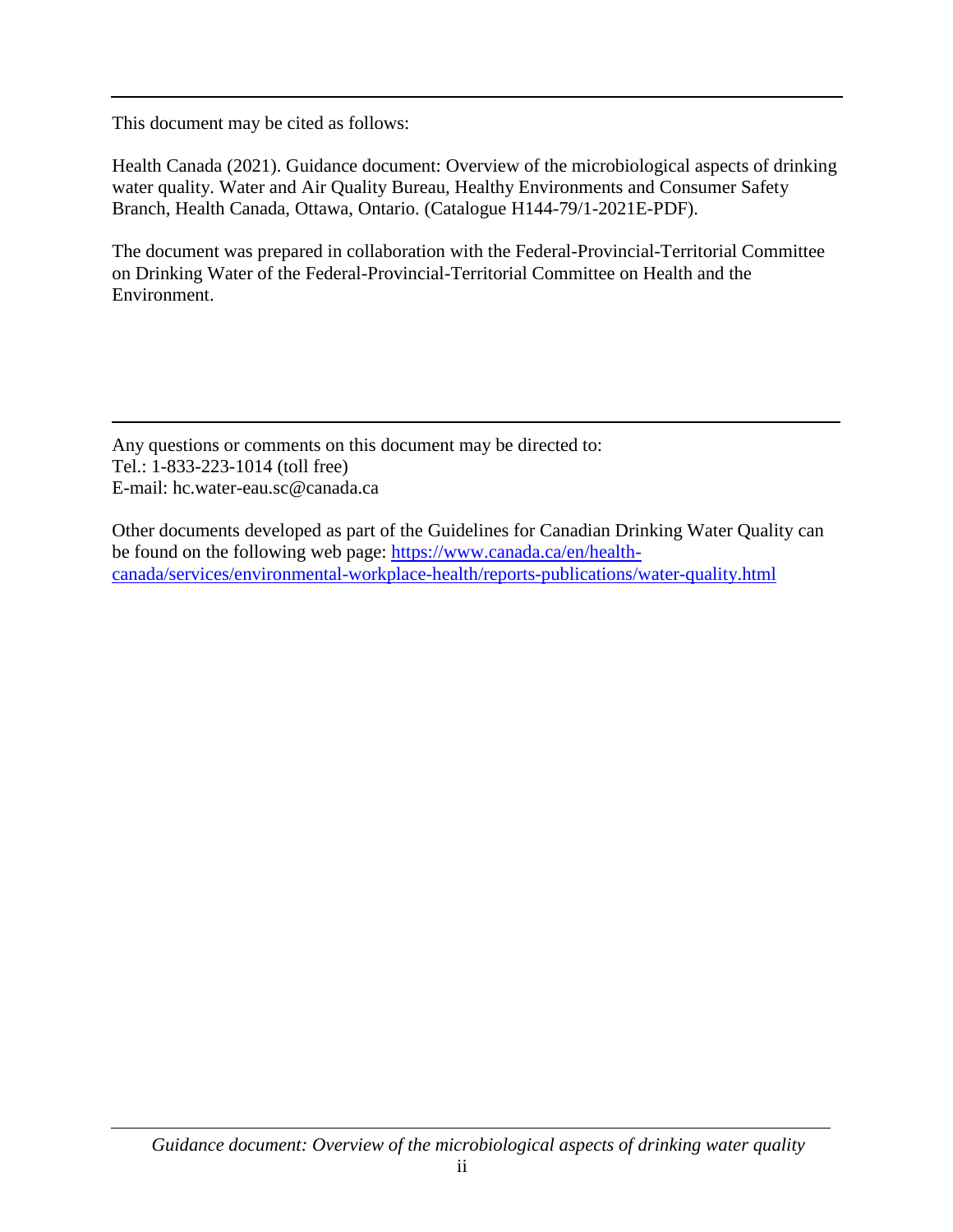This document may be cited as follows:

Health Canada (2021). Guidance document: Overview of the microbiological aspects of drinking water quality. Water and Air Quality Bureau, Healthy Environments and Consumer Safety Branch, Health Canada, Ottawa, Ontario. (Catalogue H144-79/1-2021E-PDF).

The document was prepared in collaboration with the Federal-Provincial-Territorial Committee on Drinking Water of the Federal-Provincial-Territorial Committee on Health and the Environment.

---

Any questions or comments on this document may be directed to:
Tel.: 1-833-223-1014 (toll free)
E-mail: hc.water-eau.sc@canada.ca

Other documents developed as part of the Guidelines for Canadian Drinking Water Quality can be found on the following web page: [https://www.canada.ca/en/health-canada/services/environmental-workplace-health/reports-publications/water-quality.html](https://www.canada.ca/en/health-canada/services/environmental-workplace-health/reports-publications/water-quality.html)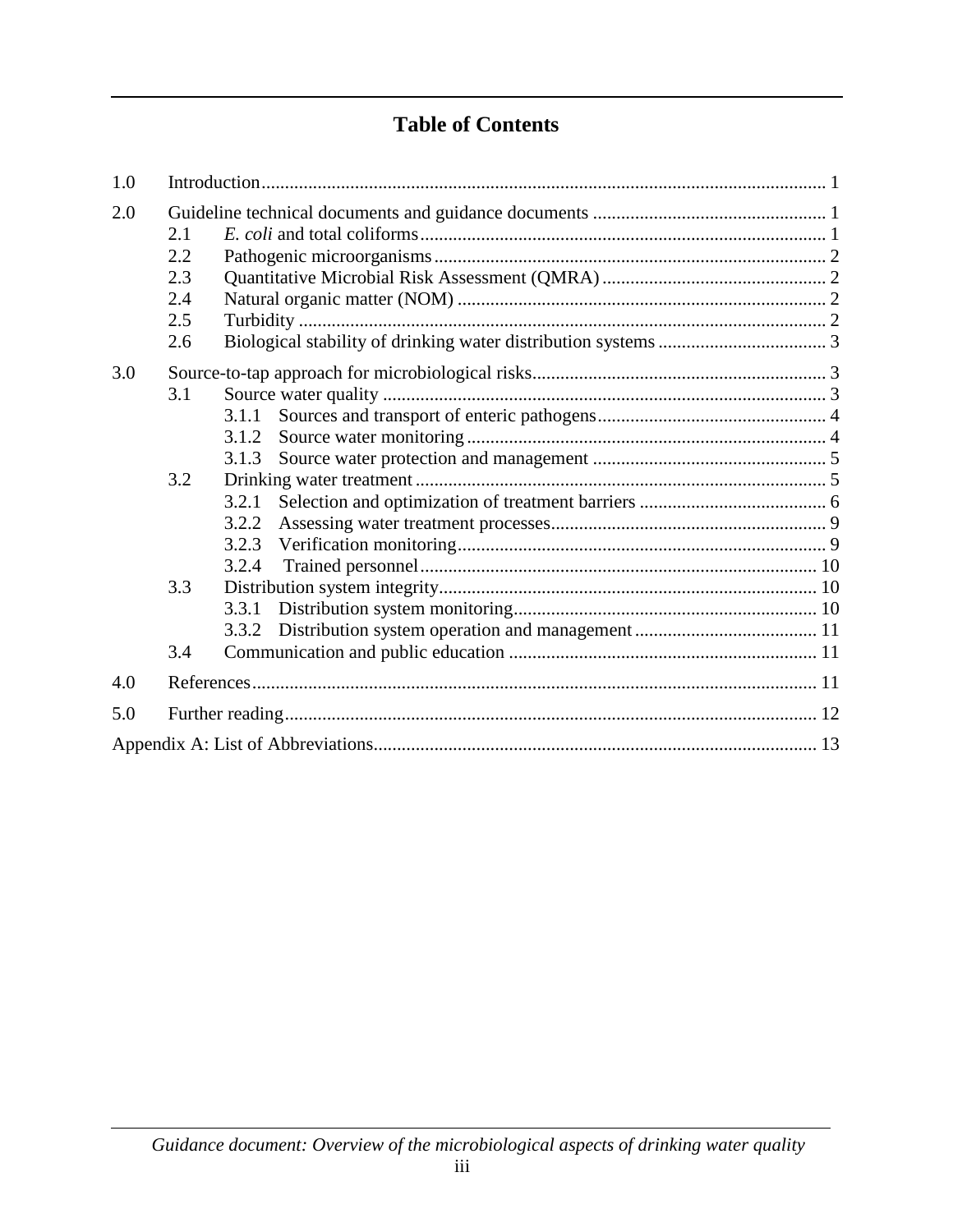# Table of Contents

1.0 Introduction ........................................................................................................ 1

2.0 Guideline technical documents and guidance documents ................................................. 1

- 2.1 *E. coli* and total coliforms ....................................................................................... 1
- 2.2 Pathogenic microorganisms ...................................................................................... 2
- 2.3 Quantitative Microbial Risk Assessment (QMRA) ..................................................... 2
- 2.4 Natural organic matter (NOM) .................................................................................. 2
- 2.5 Turbidity .................................................................................................................. 2
- 2.6 Biological stability of drinking water distribution systems ........................................ 3

3.0 Source-to-tap approach for microbiological risks ............................................................. 3

- 3.1 Source water quality .................................................................................................. 3
  - 3.1.1 Sources and transport of enteric pathogens ................................................... 4
  - 3.1.2 Source water monitoring ............................................................................... 4
  - 3.1.3 Source water protection and management .................................................... 5
- 3.2 Drinking water treatment ........................................................................................... 5
  - 3.2.1 Selection and optimization of treatment barriers ............................................ 6
  - 3.2.2 Assessing water treatment processes .............................................................. 9
  - 3.2.3 Verification monitoring ................................................................................. 9
  - 3.2.4 Trained personnel ........................................................................................ 10
- 3.3 Distribution system integrity ...................................................................................... 10
  - 3.3.1 Distribution system monitoring ..................................................................... 10
  - 3.3.2 Distribution system operation and management ........................................... 11
- 3.4 Communication and public education ....................................................................... 11

4.0 References ......................................................................................................... 11

5.0 Further reading ................................................................................................... 12

Appendix A: List of Abbreviations ............................................................................... 13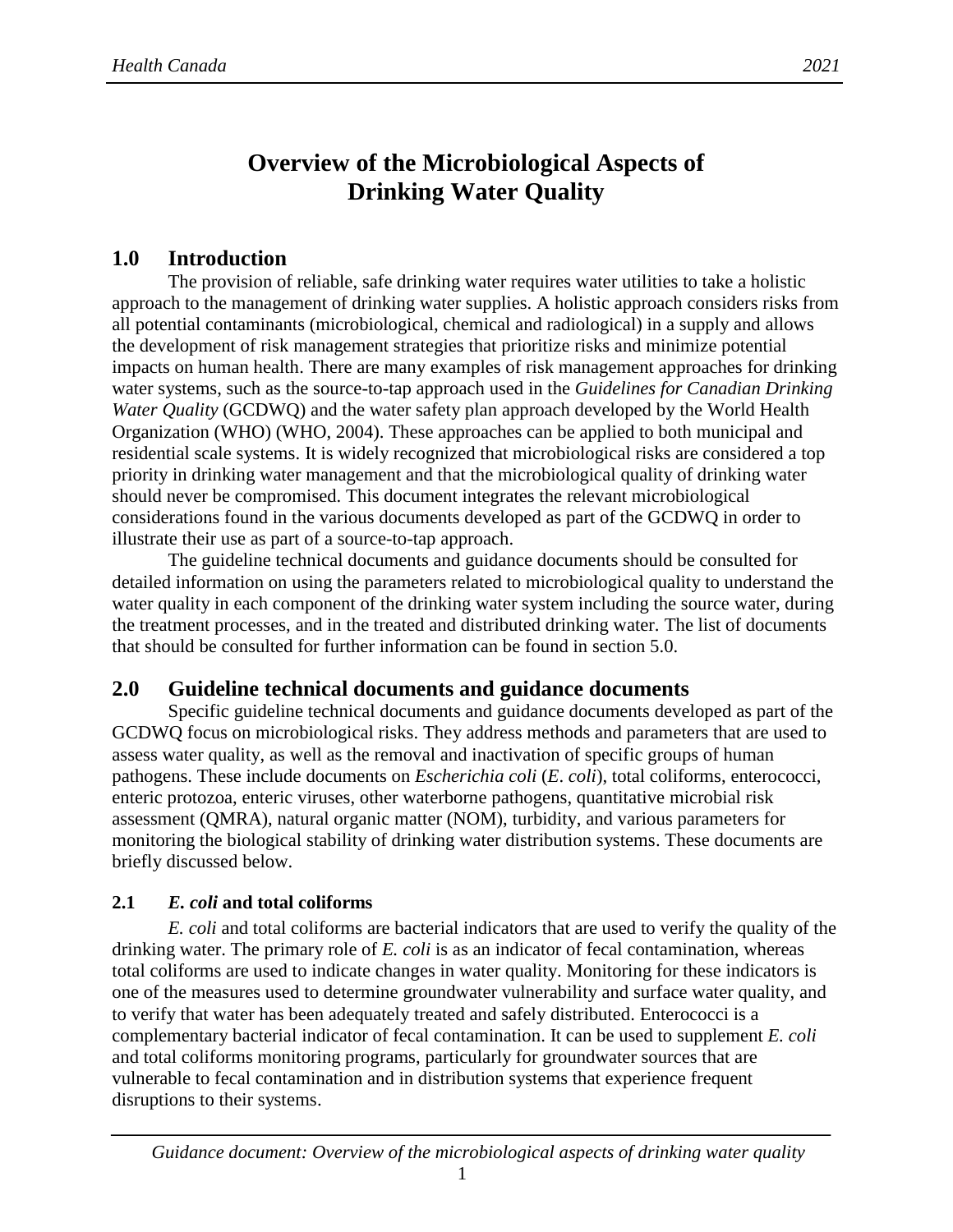# Overview of the Microbiological Aspects of Drinking Water Quality

## 1.0 Introduction

The provision of reliable, safe drinking water requires water utilities to take a holistic approach to the management of drinking water supplies. A holistic approach considers risks from all potential contaminants (microbiological, chemical and radiological) in a supply and allows the development of risk management strategies that prioritize risks and minimize potential impacts on human health. There are many examples of risk management approaches for drinking water systems, such as the source-to-tap approach used in the *Guidelines for Canadian Drinking Water Quality* (GCDWQ) and the water safety plan approach developed by the World Health Organization (WHO) (WHO, 2004). These approaches can be applied to both municipal and residential scale systems. It is widely recognized that microbiological risks are considered a top priority in drinking water management and that the microbiological quality of drinking water should never be compromised. This document integrates the relevant microbiological considerations found in the various documents developed as part of the GCDWQ in order to illustrate their use as part of a source-to-tap approach.

The guideline technical documents and guidance documents should be consulted for detailed information on using the parameters related to microbiological quality to understand the water quality in each component of the drinking water system including the source water, during the treatment processes, and in the treated and distributed drinking water. The list of documents that should be consulted for further information can be found in section 5.0.

## 2.0 Guideline technical documents and guidance documents

Specific guideline technical documents and guidance documents developed as part of the GCDWQ focus on microbiological risks. They address methods and parameters that are used to assess water quality, as well as the removal and inactivation of specific groups of human pathogens. These include documents on *Escherichia coli* (*E. coli*), total coliforms, enterococci, enteric protozoa, enteric viruses, other waterborne pathogens, quantitative microbial risk assessment (QMRA), natural organic matter (NOM), turbidity, and various parameters for monitoring the biological stability of drinking water distribution systems. These documents are briefly discussed below.

### 2.1 *E. coli* and total coliforms

*E. coli* and total coliforms are bacterial indicators that are used to verify the quality of the drinking water. The primary role of *E. coli* is as an indicator of fecal contamination, whereas total coliforms are used to indicate changes in water quality. Monitoring for these indicators is one of the measures used to determine groundwater vulnerability and surface water quality, and to verify that water has been adequately treated and safely distributed. Enterococci is a complementary bacterial indicator of fecal contamination. It can be used to supplement *E. coli* and total coliforms monitoring programs, particularly for groundwater sources that are vulnerable to fecal contamination and in distribution systems that experience frequent disruptions to their systems.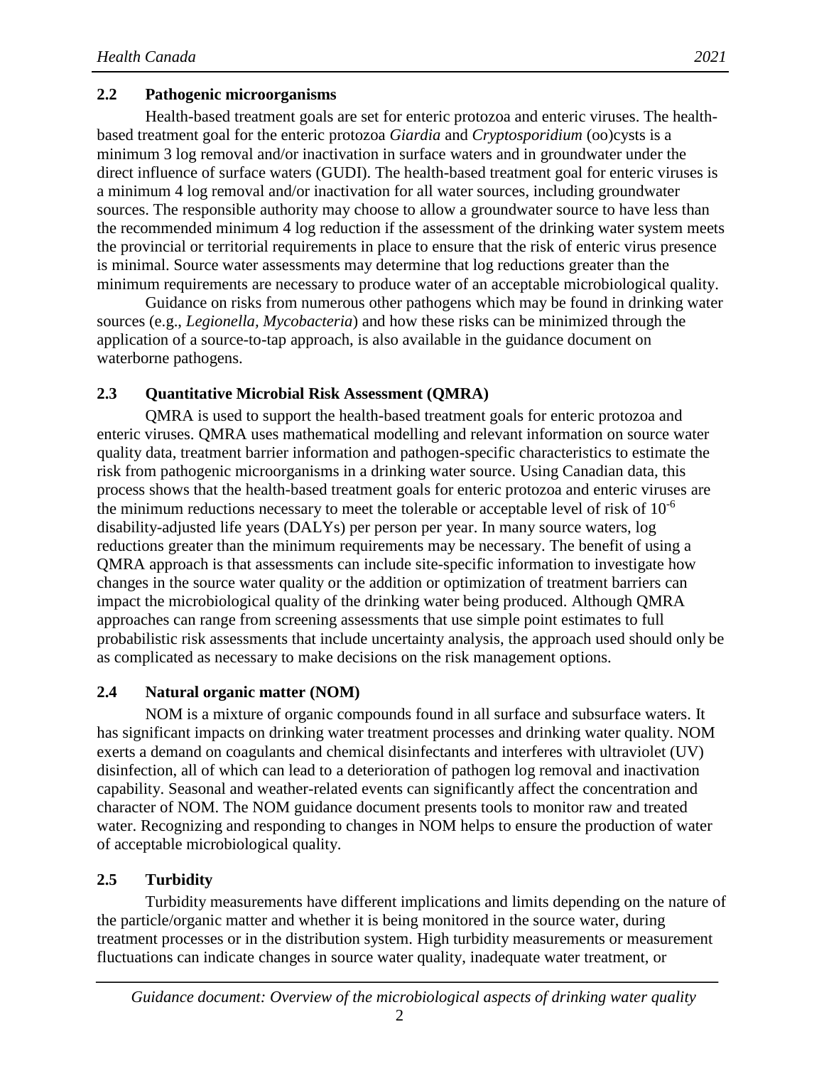### 2.2 Pathogenic microorganisms

Health-based treatment goals are set for enteric protozoa and enteric viruses. The health-based treatment goal for the enteric protozoa *Giardia* and *Cryptosporidium* (oo)cysts is a minimum 3 log removal and/or inactivation in surface waters and in groundwater under the direct influence of surface waters (GUDI). The health-based treatment goal for enteric viruses is a minimum 4 log removal and/or inactivation for all water sources, including groundwater sources. The responsible authority may choose to allow a groundwater source to have less than the recommended minimum 4 log reduction if the assessment of the drinking water system meets the provincial or territorial requirements in place to ensure that the risk of enteric virus presence is minimal. Source water assessments may determine that log reductions greater than the minimum requirements are necessary to produce water of an acceptable microbiological quality.

Guidance on risks from numerous other pathogens which may be found in drinking water sources (e.g., *Legionella*, *Mycobacteria*) and how these risks can be minimized through the application of a source-to-tap approach, is also available in the guidance document on waterborne pathogens.

### 2.3 Quantitative Microbial Risk Assessment (QMRA)

QMRA is used to support the health-based treatment goals for enteric protozoa and enteric viruses. QMRA uses mathematical modelling and relevant information on source water quality data, treatment barrier information and pathogen-specific characteristics to estimate the risk from pathogenic microorganisms in a drinking water source. Using Canadian data, this process shows that the health-based treatment goals for enteric protozoa and enteric viruses are the minimum reductions necessary to meet the tolerable or acceptable level of risk of $10^{-6}$ disability-adjusted life years (DALYs) per person per year. In many source waters, log reductions greater than the minimum requirements may be necessary. The benefit of using a QMRA approach is that assessments can include site-specific information to investigate how changes in the source water quality or the addition or optimization of treatment barriers can impact the microbiological quality of the drinking water being produced. Although QMRA approaches can range from screening assessments that use simple point estimates to full probabilistic risk assessments that include uncertainty analysis, the approach used should only be as complicated as necessary to make decisions on the risk management options.

### 2.4 Natural organic matter (NOM)

NOM is a mixture of organic compounds found in all surface and subsurface waters. It has significant impacts on drinking water treatment processes and drinking water quality. NOM exerts a demand on coagulants and chemical disinfectants and interferes with ultraviolet (UV) disinfection, all of which can lead to a deterioration of pathogen log removal and inactivation capability. Seasonal and weather-related events can significantly affect the concentration and character of NOM. The NOM guidance document presents tools to monitor raw and treated water. Recognizing and responding to changes in NOM helps to ensure the production of water of acceptable microbiological quality.

### 2.5 Turbidity

Turbidity measurements have different implications and limits depending on the nature of the particle/organic matter and whether it is being monitored in the source water, during treatment processes or in the distribution system. High turbidity measurements or measurement fluctuations can indicate changes in source water quality, inadequate water treatment, or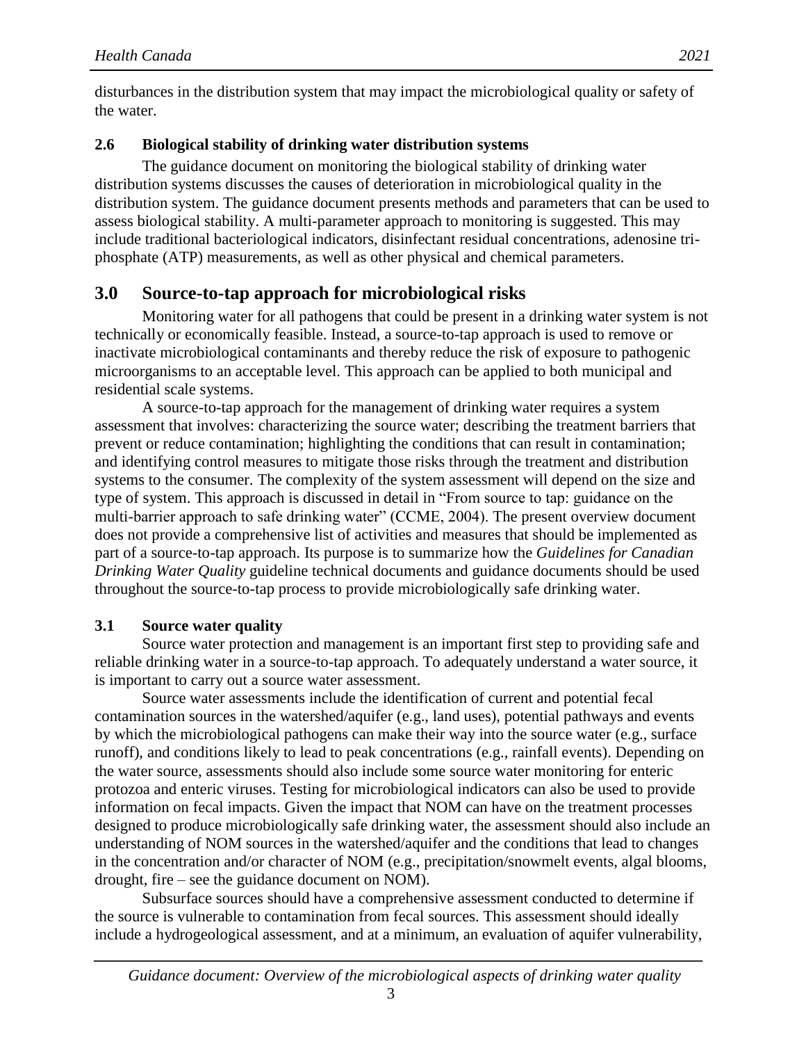disturbances in the distribution system that may impact the microbiological quality or safety of the water.

### 2.6 Biological stability of drinking water distribution systems

The guidance document on monitoring the biological stability of drinking water distribution systems discusses the causes of deterioration in microbiological quality in the distribution system. The guidance document presents methods and parameters that can be used to assess biological stability. A multi-parameter approach to monitoring is suggested. This may include traditional bacteriological indicators, disinfectant residual concentrations, adenosine tri-phosphate (ATP) measurements, as well as other physical and chemical parameters.

## 3.0 Source-to-tap approach for microbiological risks

Monitoring water for all pathogens that could be present in a drinking water system is not technically or economically feasible. Instead, a source-to-tap approach is used to remove or inactivate microbiological contaminants and thereby reduce the risk of exposure to pathogenic microorganisms to an acceptable level. This approach can be applied to both municipal and residential scale systems.

A source-to-tap approach for the management of drinking water requires a system assessment that involves: characterizing the source water; describing the treatment barriers that prevent or reduce contamination; highlighting the conditions that can result in contamination; and identifying control measures to mitigate those risks through the treatment and distribution systems to the consumer. The complexity of the system assessment will depend on the size and type of system. This approach is discussed in detail in "From source to tap: guidance on the multi-barrier approach to safe drinking water" (CCME, 2004). The present overview document does not provide a comprehensive list of activities and measures that should be implemented as part of a source-to-tap approach. Its purpose is to summarize how the *Guidelines for Canadian Drinking Water Quality* guideline technical documents and guidance documents should be used throughout the source-to-tap process to provide microbiologically safe drinking water.

### 3.1 Source water quality

Source water protection and management is an important first step to providing safe and reliable drinking water in a source-to-tap approach. To adequately understand a water source, it is important to carry out a source water assessment.

Source water assessments include the identification of current and potential fecal contamination sources in the watershed/aquifer (e.g., land uses), potential pathways and events by which the microbiological pathogens can make their way into the source water (e.g., surface runoff), and conditions likely to lead to peak concentrations (e.g., rainfall events). Depending on the water source, assessments should also include some source water monitoring for enteric protozoa and enteric viruses. Testing for microbiological indicators can also be used to provide information on fecal impacts. Given the impact that NOM can have on the treatment processes designed to produce microbiologically safe drinking water, the assessment should also include an understanding of NOM sources in the watershed/aquifer and the conditions that lead to changes in the concentration and/or character of NOM (e.g., precipitation/snowmelt events, algal blooms, drought, fire – see the guidance document on NOM).

Subsurface sources should have a comprehensive assessment conducted to determine if the source is vulnerable to contamination from fecal sources. This assessment should ideally include a hydrogeological assessment, and at a minimum, an evaluation of aquifer vulnerability,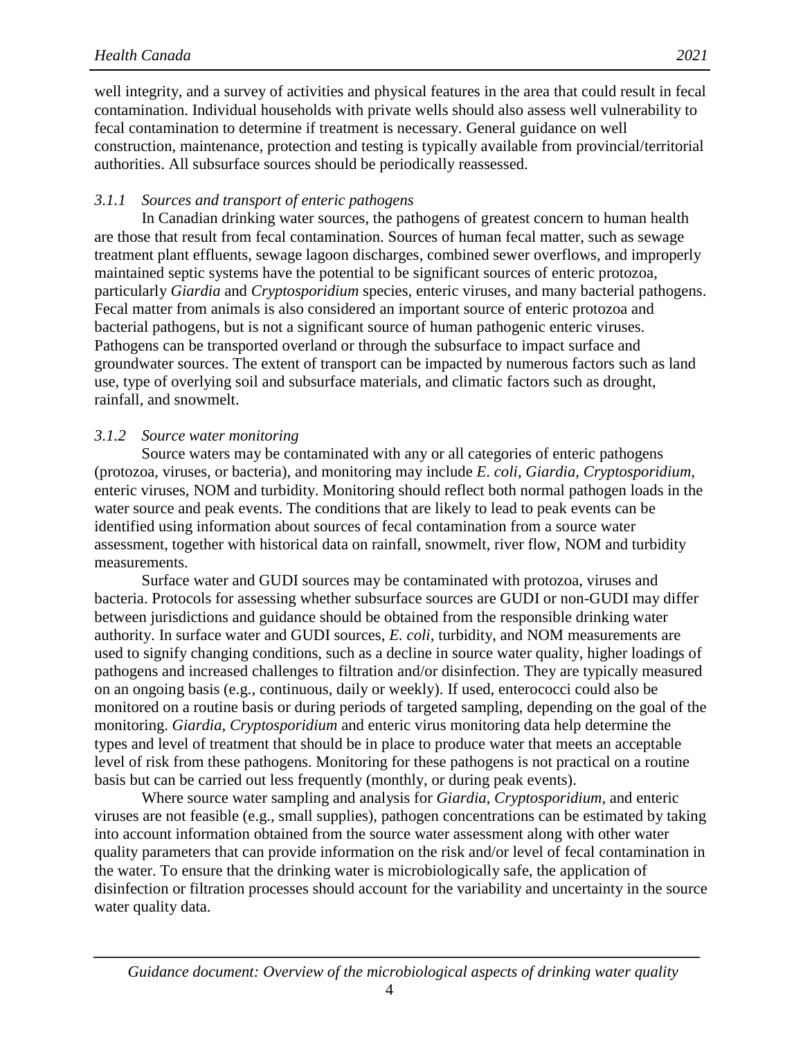well integrity, and a survey of activities and physical features in the area that could result in fecal contamination. Individual households with private wells should also assess well vulnerability to fecal contamination to determine if treatment is necessary. General guidance on well construction, maintenance, protection and testing is typically available from provincial/territorial authorities. All subsurface sources should be periodically reassessed.

### *3.1.1 Sources and transport of enteric pathogens*

In Canadian drinking water sources, the pathogens of greatest concern to human health are those that result from fecal contamination. Sources of human fecal matter, such as sewage treatment plant effluents, sewage lagoon discharges, combined sewer overflows, and improperly maintained septic systems have the potential to be significant sources of enteric protozoa, particularly *Giardia* and *Cryptosporidium* species, enteric viruses, and many bacterial pathogens. Fecal matter from animals is also considered an important source of enteric protozoa and bacterial pathogens, but is not a significant source of human pathogenic enteric viruses. Pathogens can be transported overland or through the subsurface to impact surface and groundwater sources. The extent of transport can be impacted by numerous factors such as land use, type of overlying soil and subsurface materials, and climatic factors such as drought, rainfall, and snowmelt.

### *3.1.2 Source water monitoring*

Source waters may be contaminated with any or all categories of enteric pathogens (protozoa, viruses, or bacteria), and monitoring may include *E. coli*, *Giardia*, *Cryptosporidium*, enteric viruses, NOM and turbidity. Monitoring should reflect both normal pathogen loads in the water source and peak events. The conditions that are likely to lead to peak events can be identified using information about sources of fecal contamination from a source water assessment, together with historical data on rainfall, snowmelt, river flow, NOM and turbidity measurements.

Surface water and GUDI sources may be contaminated with protozoa, viruses and bacteria. Protocols for assessing whether subsurface sources are GUDI or non-GUDI may differ between jurisdictions and guidance should be obtained from the responsible drinking water authority. In surface water and GUDI sources, *E. coli,* turbidity, and NOM measurements are used to signify changing conditions, such as a decline in source water quality, higher loadings of pathogens and increased challenges to filtration and/or disinfection. They are typically measured on an ongoing basis (e.g., continuous, daily or weekly). If used, enterococci could also be monitored on a routine basis or during periods of targeted sampling, depending on the goal of the monitoring. *Giardia*, *Cryptosporidium* and enteric virus monitoring data help determine the types and level of treatment that should be in place to produce water that meets an acceptable level of risk from these pathogens. Monitoring for these pathogens is not practical on a routine basis but can be carried out less frequently (monthly, or during peak events).

Where source water sampling and analysis for *Giardia*, *Cryptosporidium*, and enteric viruses are not feasible (e.g., small supplies), pathogen concentrations can be estimated by taking into account information obtained from the source water assessment along with other water quality parameters that can provide information on the risk and/or level of fecal contamination in the water. To ensure that the drinking water is microbiologically safe, the application of disinfection or filtration processes should account for the variability and uncertainty in the source water quality data.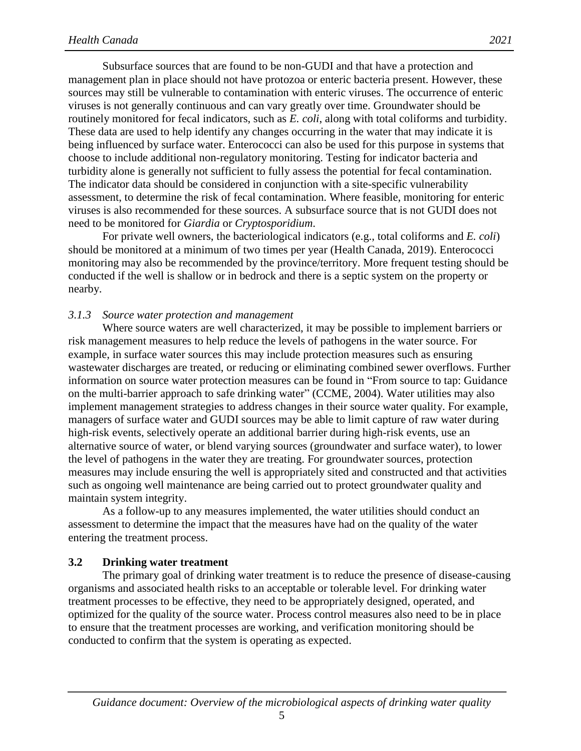Subsurface sources that are found to be non-GUDI and that have a protection and management plan in place should not have protozoa or enteric bacteria present. However, these sources may still be vulnerable to contamination with enteric viruses. The occurrence of enteric viruses is not generally continuous and can vary greatly over time. Groundwater should be routinely monitored for fecal indicators, such as *E. coli*, along with total coliforms and turbidity. These data are used to help identify any changes occurring in the water that may indicate it is being influenced by surface water. Enterococci can also be used for this purpose in systems that choose to include additional non-regulatory monitoring. Testing for indicator bacteria and turbidity alone is generally not sufficient to fully assess the potential for fecal contamination. The indicator data should be considered in conjunction with a site-specific vulnerability assessment, to determine the risk of fecal contamination. Where feasible, monitoring for enteric viruses is also recommended for these sources. A subsurface source that is not GUDI does not need to be monitored for *Giardia* or *Cryptosporidium*.

For private well owners, the bacteriological indicators (e.g., total coliforms and *E. coli*) should be monitored at a minimum of two times per year (Health Canada, 2019). Enterococci monitoring may also be recommended by the province/territory. More frequent testing should be conducted if the well is shallow or in bedrock and there is a septic system on the property or nearby.

### *3.1.3 Source water protection and management*

Where source waters are well characterized, it may be possible to implement barriers or risk management measures to help reduce the levels of pathogens in the water source. For example, in surface water sources this may include protection measures such as ensuring wastewater discharges are treated, or reducing or eliminating combined sewer overflows. Further information on source water protection measures can be found in "From source to tap: Guidance on the multi-barrier approach to safe drinking water" (CCME, 2004). Water utilities may also implement management strategies to address changes in their source water quality. For example, managers of surface water and GUDI sources may be able to limit capture of raw water during high-risk events, selectively operate an additional barrier during high-risk events, use an alternative source of water, or blend varying sources (groundwater and surface water), to lower the level of pathogens in the water they are treating. For groundwater sources, protection measures may include ensuring the well is appropriately sited and constructed and that activities such as ongoing well maintenance are being carried out to protect groundwater quality and maintain system integrity.

As a follow-up to any measures implemented, the water utilities should conduct an assessment to determine the impact that the measures have had on the quality of the water entering the treatment process.

## **3.2 Drinking water treatment**

The primary goal of drinking water treatment is to reduce the presence of disease-causing organisms and associated health risks to an acceptable or tolerable level. For drinking water treatment processes to be effective, they need to be appropriately designed, operated, and optimized for the quality of the source water. Process control measures also need to be in place to ensure that the treatment processes are working, and verification monitoring should be conducted to confirm that the system is operating as expected.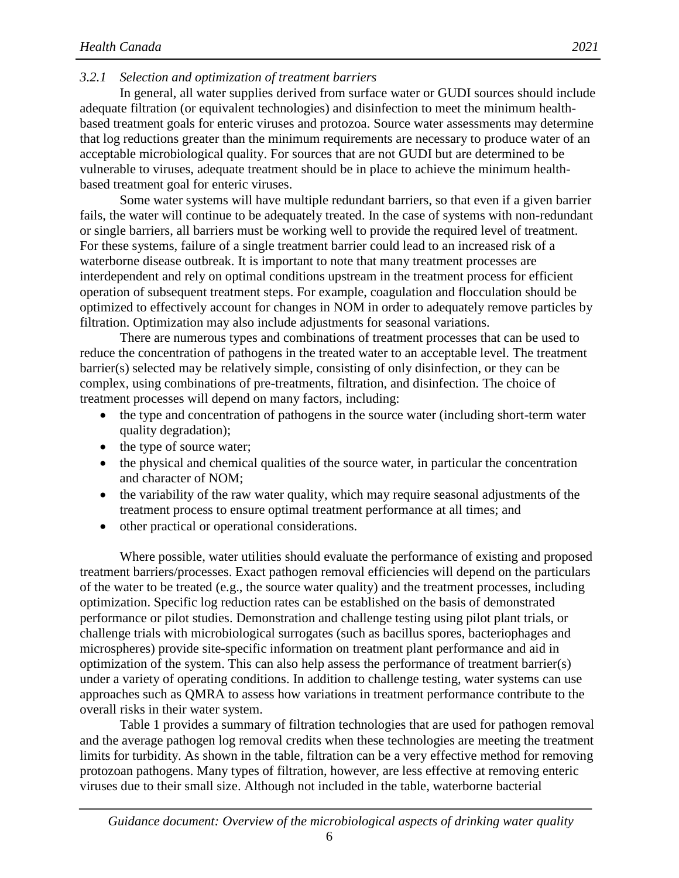### *3.2.1 Selection and optimization of treatment barriers*

In general, all water supplies derived from surface water or GUDI sources should include adequate filtration (or equivalent technologies) and disinfection to meet the minimum health-based treatment goals for enteric viruses and protozoa. Source water assessments may determine that log reductions greater than the minimum requirements are necessary to produce water of an acceptable microbiological quality. For sources that are not GUDI but are determined to be vulnerable to viruses, adequate treatment should be in place to achieve the minimum health-based treatment goal for enteric viruses.

Some water systems will have multiple redundant barriers, so that even if a given barrier fails, the water will continue to be adequately treated. In the case of systems with non-redundant or single barriers, all barriers must be working well to provide the required level of treatment. For these systems, failure of a single treatment barrier could lead to an increased risk of a waterborne disease outbreak. It is important to note that many treatment processes are interdependent and rely on optimal conditions upstream in the treatment process for efficient operation of subsequent treatment steps. For example, coagulation and flocculation should be optimized to effectively account for changes in NOM in order to adequately remove particles by filtration. Optimization may also include adjustments for seasonal variations.

There are numerous types and combinations of treatment processes that can be used to reduce the concentration of pathogens in the treated water to an acceptable level. The treatment barrier(s) selected may be relatively simple, consisting of only disinfection, or they can be complex, using combinations of pre-treatments, filtration, and disinfection. The choice of treatment processes will depend on many factors, including:

- the type and concentration of pathogens in the source water (including short-term water quality degradation);
- the type of source water;
- the physical and chemical qualities of the source water, in particular the concentration and character of NOM;
- the variability of the raw water quality, which may require seasonal adjustments of the treatment process to ensure optimal treatment performance at all times; and
- other practical or operational considerations.

Where possible, water utilities should evaluate the performance of existing and proposed treatment barriers/processes. Exact pathogen removal efficiencies will depend on the particulars of the water to be treated (e.g., the source water quality) and the treatment processes, including optimization. Specific log reduction rates can be established on the basis of demonstrated performance or pilot studies. Demonstration and challenge testing using pilot plant trials, or challenge trials with microbiological surrogates (such as bacillus spores, bacteriophages and microspheres) provide site-specific information on treatment plant performance and aid in optimization of the system. This can also help assess the performance of treatment barrier(s) under a variety of operating conditions. In addition to challenge testing, water systems can use approaches such as QMRA to assess how variations in treatment performance contribute to the overall risks in their water system.

Table 1 provides a summary of filtration technologies that are used for pathogen removal and the average pathogen log removal credits when these technologies are meeting the treatment limits for turbidity. As shown in the table, filtration can be a very effective method for removing protozoan pathogens. Many types of filtration, however, are less effective at removing enteric viruses due to their small size. Although not included in the table, waterborne bacterial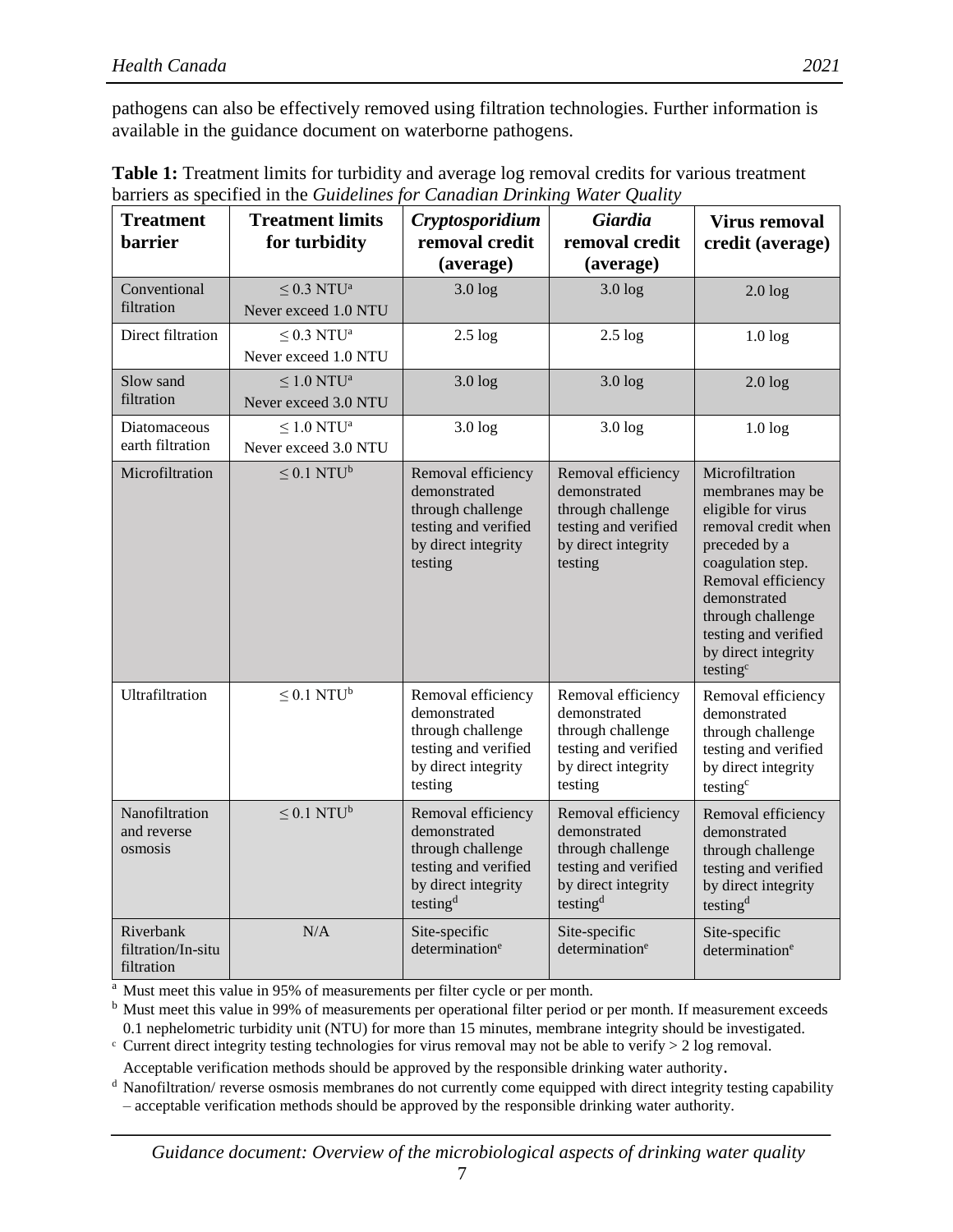pathogens can also be effectively removed using filtration technologies. Further information is available in the guidance document on waterborne pathogens.

**Table 1:** Treatment limits for turbidity and average log removal credits for various treatment barriers as specified in the *Guidelines for Canadian Drinking Water Quality*

| Treatment barrier | Treatment limits for turbidity | *Cryptosporidium* removal credit (average) | *Giardia* removal credit (average) | Virus removal credit (average) |
|---|---|---|---|---|
| Conventional filtration | ≤ 0.3 NTU[a] Never exceed 1.0 NTU | 3.0 log | 3.0 log | 2.0 log |
| Direct filtration | ≤ 0.3 NTU[a] Never exceed 1.0 NTU | 2.5 log | 2.5 log | 1.0 log |
| Slow sand filtration | ≤ 1.0 NTU[a] Never exceed 3.0 NTU | 3.0 log | 3.0 log | 2.0 log |
| Diatomaceous earth filtration | ≤ 1.0 NTU[a] Never exceed 3.0 NTU | 3.0 log | 3.0 log | 1.0 log |
| Microfiltration | ≤ 0.1 NTU[b] | Removal efficiency demonstrated through challenge testing and verified by direct integrity testing | Removal efficiency demonstrated through challenge testing and verified by direct integrity testing | Microfiltration membranes may be eligible for virus removal credit when preceded by a coagulation step. Removal efficiency demonstrated through challenge testing and verified by direct integrity testing[c] |
| Ultrafiltration | ≤ 0.1 NTU[b] | Removal efficiency demonstrated through challenge testing and verified by direct integrity testing | Removal efficiency demonstrated through challenge testing and verified by direct integrity testing | Removal efficiency demonstrated through challenge testing and verified by direct integrity testing[c] |
| Nanofiltration and reverse osmosis | ≤ 0.1 NTU[b] | Removal efficiency demonstrated through challenge testing and verified by direct integrity testing[d] | Removal efficiency demonstrated through challenge testing and verified by direct integrity testing[d] | Removal efficiency demonstrated through challenge testing and verified by direct integrity testing[d] |
| Riverbank filtration/In-situ filtration | N/A | Site-specific determination[e] | Site-specific determination[e] | Site-specific determination[e] |

[a] Must meet this value in 95% of measurements per filter cycle or per month.

[b] Must meet this value in 99% of measurements per operational filter period or per month. If measurement exceeds 0.1 nephelometric turbidity unit (NTU) for more than 15 minutes, membrane integrity should be investigated.

[c] Current direct integrity testing technologies for virus removal may not be able to verify > 2 log removal. Acceptable verification methods should be approved by the responsible drinking water authority.

[d] Nanofiltration/ reverse osmosis membranes do not currently come equipped with direct integrity testing capability – acceptable verification methods should be approved by the responsible drinking water authority.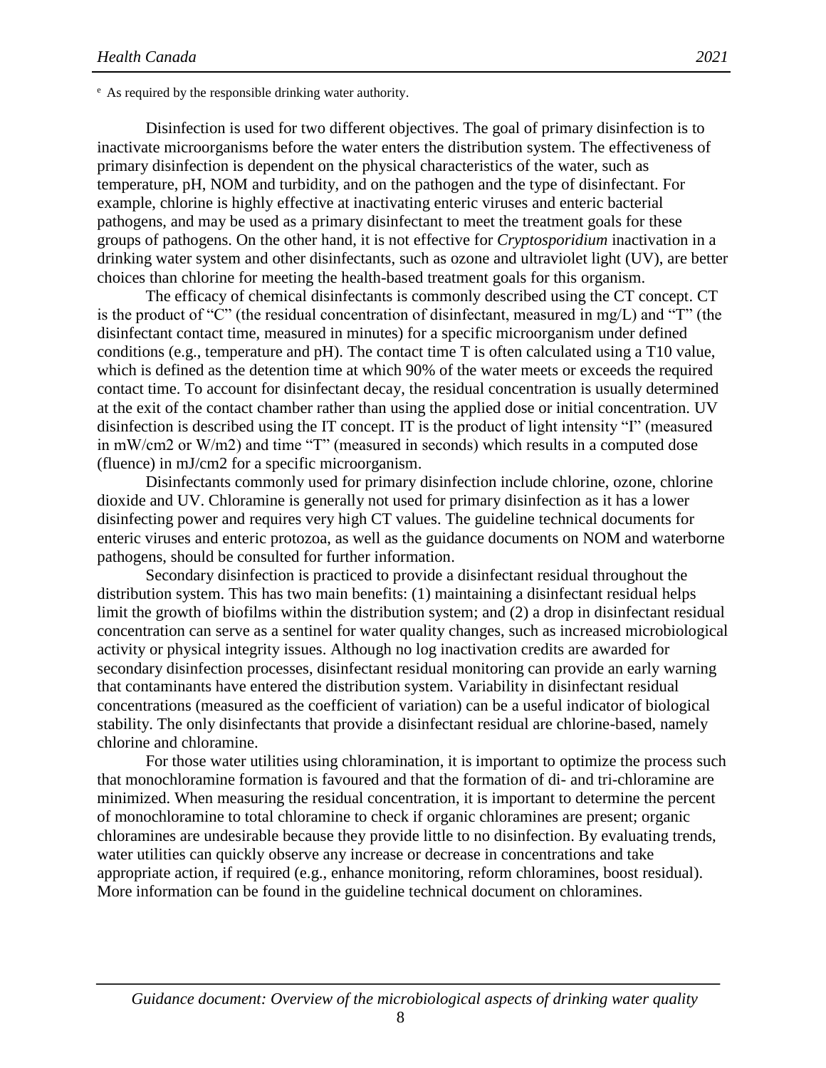[e] As required by the responsible drinking water authority.

Disinfection is used for two different objectives. The goal of primary disinfection is to inactivate microorganisms before the water enters the distribution system. The effectiveness of primary disinfection is dependent on the physical characteristics of the water, such as temperature, pH, NOM and turbidity, and on the pathogen and the type of disinfectant. For example, chlorine is highly effective at inactivating enteric viruses and enteric bacterial pathogens, and may be used as a primary disinfectant to meet the treatment goals for these groups of pathogens. On the other hand, it is not effective for *Cryptosporidium* inactivation in a drinking water system and other disinfectants, such as ozone and ultraviolet light (UV), are better choices than chlorine for meeting the health-based treatment goals for this organism.

The efficacy of chemical disinfectants is commonly described using the CT concept. CT is the product of "C" (the residual concentration of disinfectant, measured in mg/L) and "T" (the disinfectant contact time, measured in minutes) for a specific microorganism under defined conditions (e.g., temperature and pH). The contact time T is often calculated using a T10 value, which is defined as the detention time at which 90% of the water meets or exceeds the required contact time. To account for disinfectant decay, the residual concentration is usually determined at the exit of the contact chamber rather than using the applied dose or initial concentration. UV disinfection is described using the IT concept. IT is the product of light intensity "I" (measured in mW/cm2 or W/m2) and time "T" (measured in seconds) which results in a computed dose (fluence) in mJ/cm2 for a specific microorganism.

Disinfectants commonly used for primary disinfection include chlorine, ozone, chlorine dioxide and UV. Chloramine is generally not used for primary disinfection as it has a lower disinfecting power and requires very high CT values. The guideline technical documents for enteric viruses and enteric protozoa, as well as the guidance documents on NOM and waterborne pathogens, should be consulted for further information.

Secondary disinfection is practiced to provide a disinfectant residual throughout the distribution system. This has two main benefits: (1) maintaining a disinfectant residual helps limit the growth of biofilms within the distribution system; and (2) a drop in disinfectant residual concentration can serve as a sentinel for water quality changes, such as increased microbiological activity or physical integrity issues. Although no log inactivation credits are awarded for secondary disinfection processes, disinfectant residual monitoring can provide an early warning that contaminants have entered the distribution system. Variability in disinfectant residual concentrations (measured as the coefficient of variation) can be a useful indicator of biological stability. The only disinfectants that provide a disinfectant residual are chlorine-based, namely chlorine and chloramine.

For those water utilities using chloramination, it is important to optimize the process such that monochloramine formation is favoured and that the formation of di- and tri-chloramine are minimized. When measuring the residual concentration, it is important to determine the percent of monochloramine to total chloramine to check if organic chloramines are present; organic chloramines are undesirable because they provide little to no disinfection. By evaluating trends, water utilities can quickly observe any increase or decrease in concentrations and take appropriate action, if required (e.g., enhance monitoring, reform chloramines, boost residual). More information can be found in the guideline technical document on chloramines.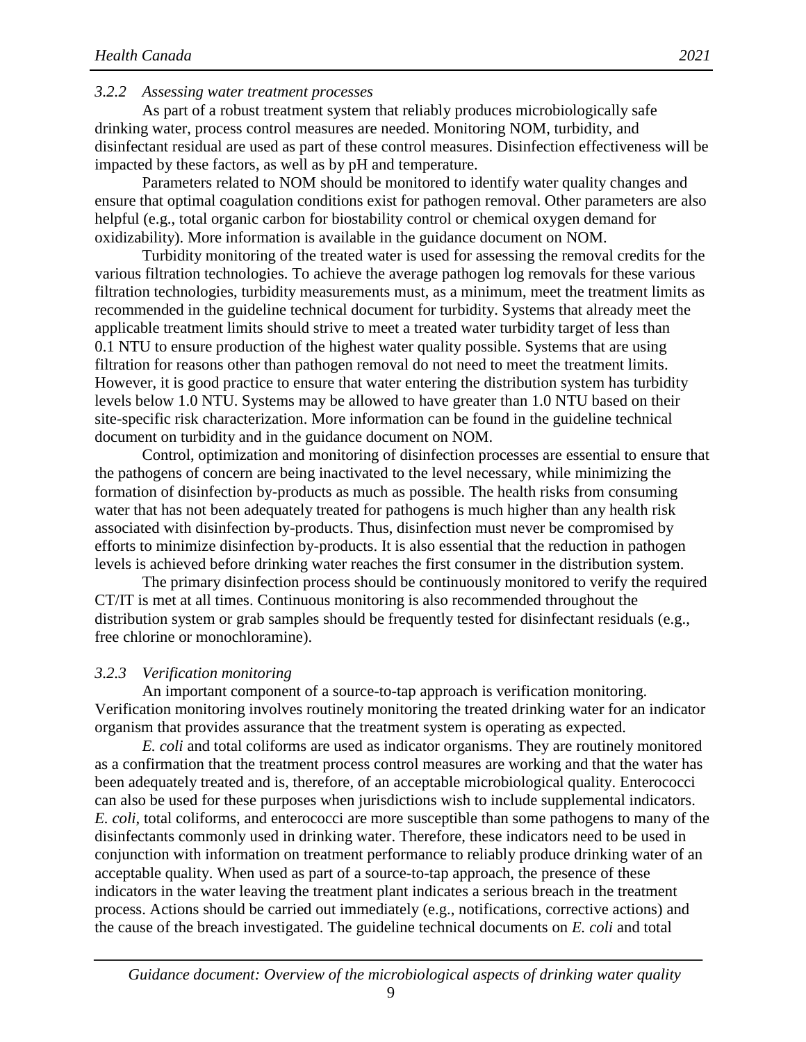### *3.2.2 Assessing water treatment processes*

As part of a robust treatment system that reliably produces microbiologically safe drinking water, process control measures are needed. Monitoring NOM, turbidity, and disinfectant residual are used as part of these control measures. Disinfection effectiveness will be impacted by these factors, as well as by pH and temperature.

Parameters related to NOM should be monitored to identify water quality changes and ensure that optimal coagulation conditions exist for pathogen removal. Other parameters are also helpful (e.g., total organic carbon for biostability control or chemical oxygen demand for oxidizability). More information is available in the guidance document on NOM.

Turbidity monitoring of the treated water is used for assessing the removal credits for the various filtration technologies. To achieve the average pathogen log removals for these various filtration technologies, turbidity measurements must, as a minimum, meet the treatment limits as recommended in the guideline technical document for turbidity. Systems that already meet the applicable treatment limits should strive to meet a treated water turbidity target of less than 0.1 NTU to ensure production of the highest water quality possible. Systems that are using filtration for reasons other than pathogen removal do not need to meet the treatment limits. However, it is good practice to ensure that water entering the distribution system has turbidity levels below 1.0 NTU. Systems may be allowed to have greater than 1.0 NTU based on their site-specific risk characterization. More information can be found in the guideline technical document on turbidity and in the guidance document on NOM.

Control, optimization and monitoring of disinfection processes are essential to ensure that the pathogens of concern are being inactivated to the level necessary, while minimizing the formation of disinfection by-products as much as possible. The health risks from consuming water that has not been adequately treated for pathogens is much higher than any health risk associated with disinfection by-products. Thus, disinfection must never be compromised by efforts to minimize disinfection by-products. It is also essential that the reduction in pathogen levels is achieved before drinking water reaches the first consumer in the distribution system.

The primary disinfection process should be continuously monitored to verify the required CT/IT is met at all times. Continuous monitoring is also recommended throughout the distribution system or grab samples should be frequently tested for disinfectant residuals (e.g., free chlorine or monochloramine).

### *3.2.3 Verification monitoring*

An important component of a source-to-tap approach is verification monitoring. Verification monitoring involves routinely monitoring the treated drinking water for an indicator organism that provides assurance that the treatment system is operating as expected.

*E. coli* and total coliforms are used as indicator organisms. They are routinely monitored as a confirmation that the treatment process control measures are working and that the water has been adequately treated and is, therefore, of an acceptable microbiological quality. Enterococci can also be used for these purposes when jurisdictions wish to include supplemental indicators. *E. coli*, total coliforms, and enterococci are more susceptible than some pathogens to many of the disinfectants commonly used in drinking water. Therefore, these indicators need to be used in conjunction with information on treatment performance to reliably produce drinking water of an acceptable quality. When used as part of a source-to-tap approach, the presence of these indicators in the water leaving the treatment plant indicates a serious breach in the treatment process. Actions should be carried out immediately (e.g., notifications, corrective actions) and the cause of the breach investigated. The guideline technical documents on *E. coli* and total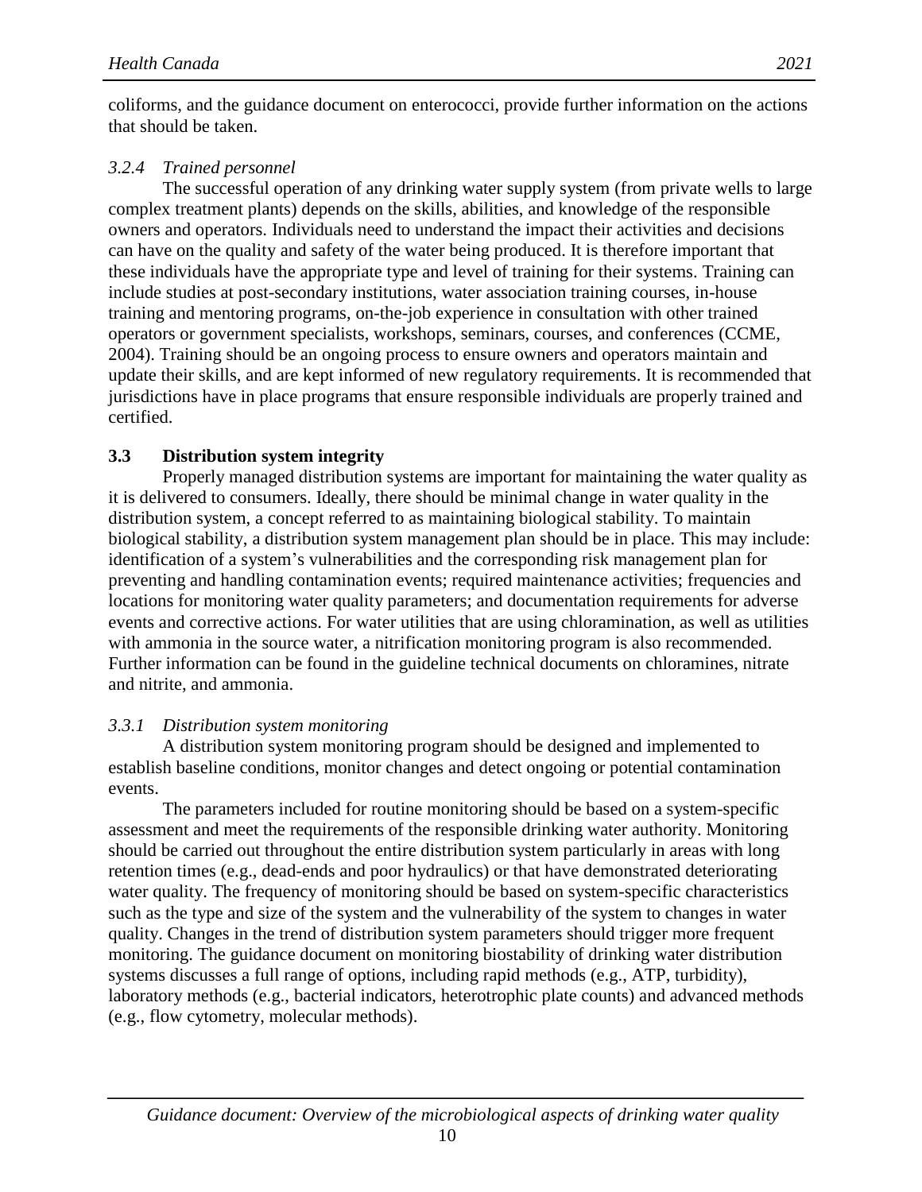coliforms, and the guidance document on enterococci, provide further information on the actions that should be taken.

### *3.2.4 Trained personnel*

The successful operation of any drinking water supply system (from private wells to large complex treatment plants) depends on the skills, abilities, and knowledge of the responsible owners and operators. Individuals need to understand the impact their activities and decisions can have on the quality and safety of the water being produced. It is therefore important that these individuals have the appropriate type and level of training for their systems. Training can include studies at post-secondary institutions, water association training courses, in-house training and mentoring programs, on-the-job experience in consultation with other trained operators or government specialists, workshops, seminars, courses, and conferences (CCME, 2004). Training should be an ongoing process to ensure owners and operators maintain and update their skills, and are kept informed of new regulatory requirements. It is recommended that jurisdictions have in place programs that ensure responsible individuals are properly trained and certified.

## 3.3 Distribution system integrity

Properly managed distribution systems are important for maintaining the water quality as it is delivered to consumers. Ideally, there should be minimal change in water quality in the distribution system, a concept referred to as maintaining biological stability. To maintain biological stability, a distribution system management plan should be in place. This may include: identification of a system's vulnerabilities and the corresponding risk management plan for preventing and handling contamination events; required maintenance activities; frequencies and locations for monitoring water quality parameters; and documentation requirements for adverse events and corrective actions. For water utilities that are using chloramination, as well as utilities with ammonia in the source water, a nitrification monitoring program is also recommended. Further information can be found in the guideline technical documents on chloramines, nitrate and nitrite, and ammonia.

### *3.3.1 Distribution system monitoring*

A distribution system monitoring program should be designed and implemented to establish baseline conditions, monitor changes and detect ongoing or potential contamination events.

The parameters included for routine monitoring should be based on a system-specific assessment and meet the requirements of the responsible drinking water authority. Monitoring should be carried out throughout the entire distribution system particularly in areas with long retention times (e.g., dead-ends and poor hydraulics) or that have demonstrated deteriorating water quality. The frequency of monitoring should be based on system-specific characteristics such as the type and size of the system and the vulnerability of the system to changes in water quality. Changes in the trend of distribution system parameters should trigger more frequent monitoring. The guidance document on monitoring biostability of drinking water distribution systems discusses a full range of options, including rapid methods (e.g., ATP, turbidity), laboratory methods (e.g., bacterial indicators, heterotrophic plate counts) and advanced methods (e.g., flow cytometry, molecular methods).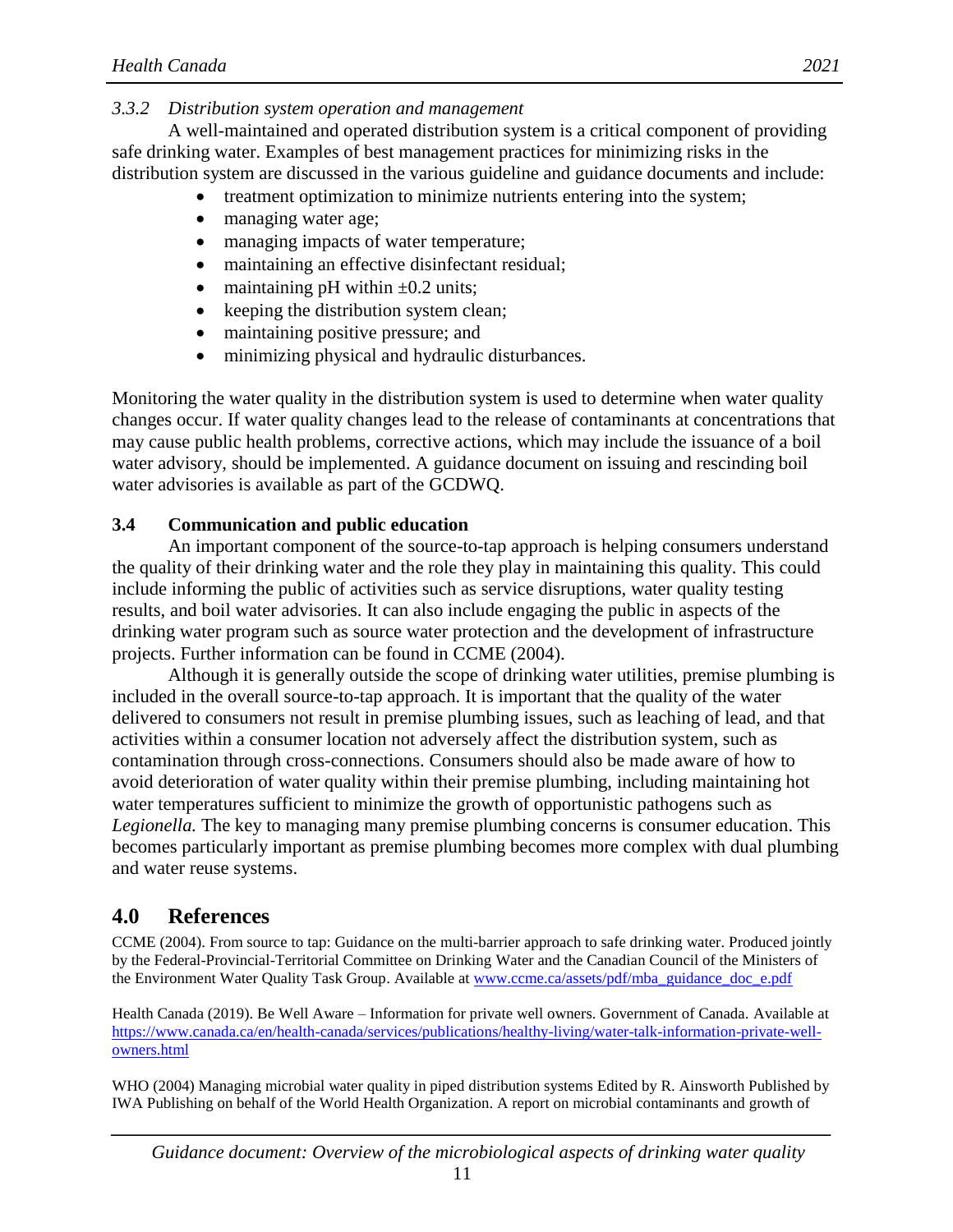### 3.3.2 Distribution system operation and management

A well-maintained and operated distribution system is a critical component of providing safe drinking water. Examples of best management practices for minimizing risks in the distribution system are discussed in the various guideline and guidance documents and include:

- treatment optimization to minimize nutrients entering into the system;
- managing water age;
- managing impacts of water temperature;
- maintaining an effective disinfectant residual;
- maintaining pH within ±0.2 units;
- keeping the distribution system clean;
- maintaining positive pressure; and
- minimizing physical and hydraulic disturbances.

Monitoring the water quality in the distribution system is used to determine when water quality changes occur. If water quality changes lead to the release of contaminants at concentrations that may cause public health problems, corrective actions, which may include the issuance of a boil water advisory, should be implemented. A guidance document on issuing and rescinding boil water advisories is available as part of the GCDWQ.

## 3.4 Communication and public education

An important component of the source-to-tap approach is helping consumers understand the quality of their drinking water and the role they play in maintaining this quality. This could include informing the public of activities such as service disruptions, water quality testing results, and boil water advisories. It can also include engaging the public in aspects of the drinking water program such as source water protection and the development of infrastructure projects. Further information can be found in CCME (2004).

Although it is generally outside the scope of drinking water utilities, premise plumbing is included in the overall source-to-tap approach. It is important that the quality of the water delivered to consumers not result in premise plumbing issues, such as leaching of lead, and that activities within a consumer location not adversely affect the distribution system, such as contamination through cross-connections. Consumers should also be made aware of how to avoid deterioration of water quality within their premise plumbing, including maintaining hot water temperatures sufficient to minimize the growth of opportunistic pathogens such as *Legionella.* The key to managing many premise plumbing concerns is consumer education. This becomes particularly important as premise plumbing becomes more complex with dual plumbing and water reuse systems.

# 4.0 References

CCME (2004). From source to tap: Guidance on the multi-barrier approach to safe drinking water. Produced jointly by the Federal-Provincial-Territorial Committee on Drinking Water and the Canadian Council of the Ministers of the Environment Water Quality Task Group. Available at www.ccme.ca/assets/pdf/mba_guidance_doc_e.pdf

Health Canada (2019). Be Well Aware – Information for private well owners. Government of Canada. Available at https://www.canada.ca/en/health-canada/services/publications/healthy-living/water-talk-information-private-well-owners.html

WHO (2004) Managing microbial water quality in piped distribution systems Edited by R. Ainsworth Published by IWA Publishing on behalf of the World Health Organization. A report on microbial contaminants and growth of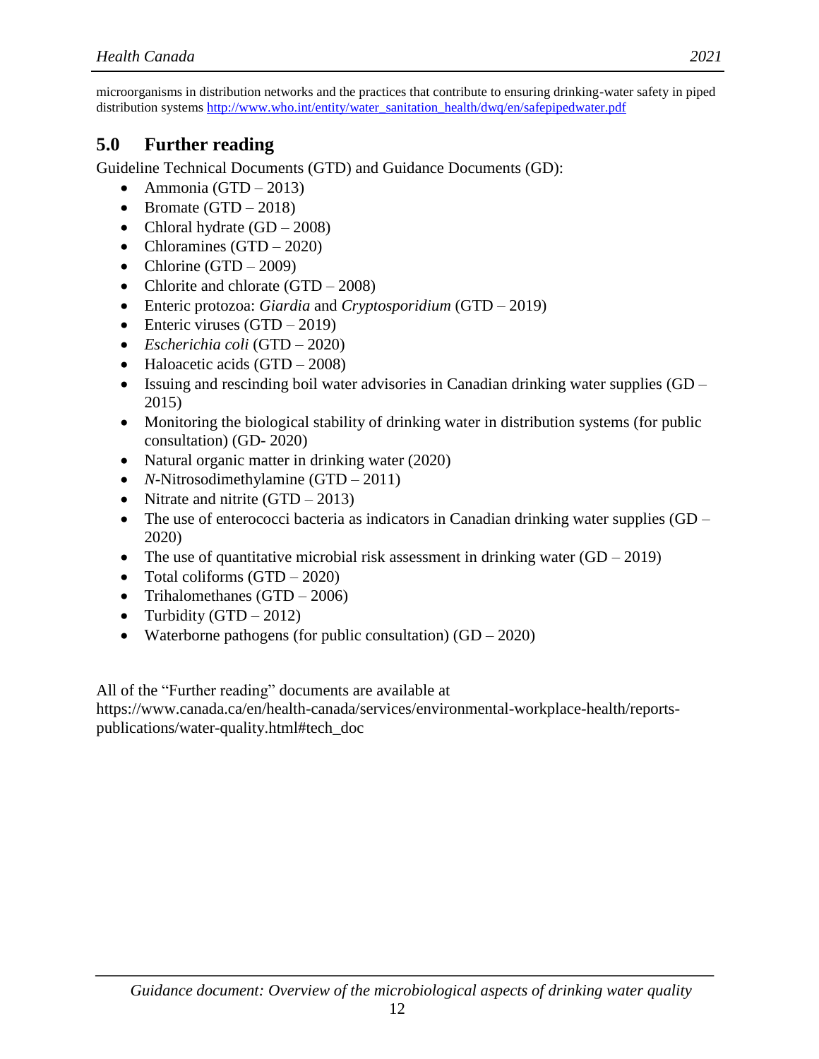microorganisms in distribution networks and the practices that contribute to ensuring drinking-water safety in piped distribution systems http://www.who.int/entity/water_sanitation_health/dwq/en/safepipedwater.pdf

## 5.0 Further reading

Guideline Technical Documents (GTD) and Guidance Documents (GD):

- Ammonia (GTD – 2013)
- Bromate (GTD – 2018)
- Chloral hydrate (GD – 2008)
- Chloramines (GTD – 2020)
- Chlorine (GTD – 2009)
- Chlorite and chlorate (GTD – 2008)
- Enteric protozoa: *Giardia* and *Cryptosporidium* (GTD – 2019)
- Enteric viruses (GTD – 2019)
- *Escherichia coli* (GTD – 2020)
- Haloacetic acids (GTD – 2008)
- Issuing and rescinding boil water advisories in Canadian drinking water supplies (GD – 2015)
- Monitoring the biological stability of drinking water in distribution systems (for public consultation) (GD- 2020)
- Natural organic matter in drinking water (2020)
- *N*-Nitrosodimethylamine (GTD – 2011)
- Nitrate and nitrite (GTD – 2013)
- The use of enterococci bacteria as indicators in Canadian drinking water supplies (GD – 2020)
- The use of quantitative microbial risk assessment in drinking water (GD – 2019)
- Total coliforms (GTD – 2020)
- Trihalomethanes (GTD – 2006)
- Turbidity (GTD – 2012)
- Waterborne pathogens (for public consultation) (GD – 2020)

All of the "Further reading" documents are available at https://www.canada.ca/en/health-canada/services/environmental-workplace-health/reports-publications/water-quality.html#tech_doc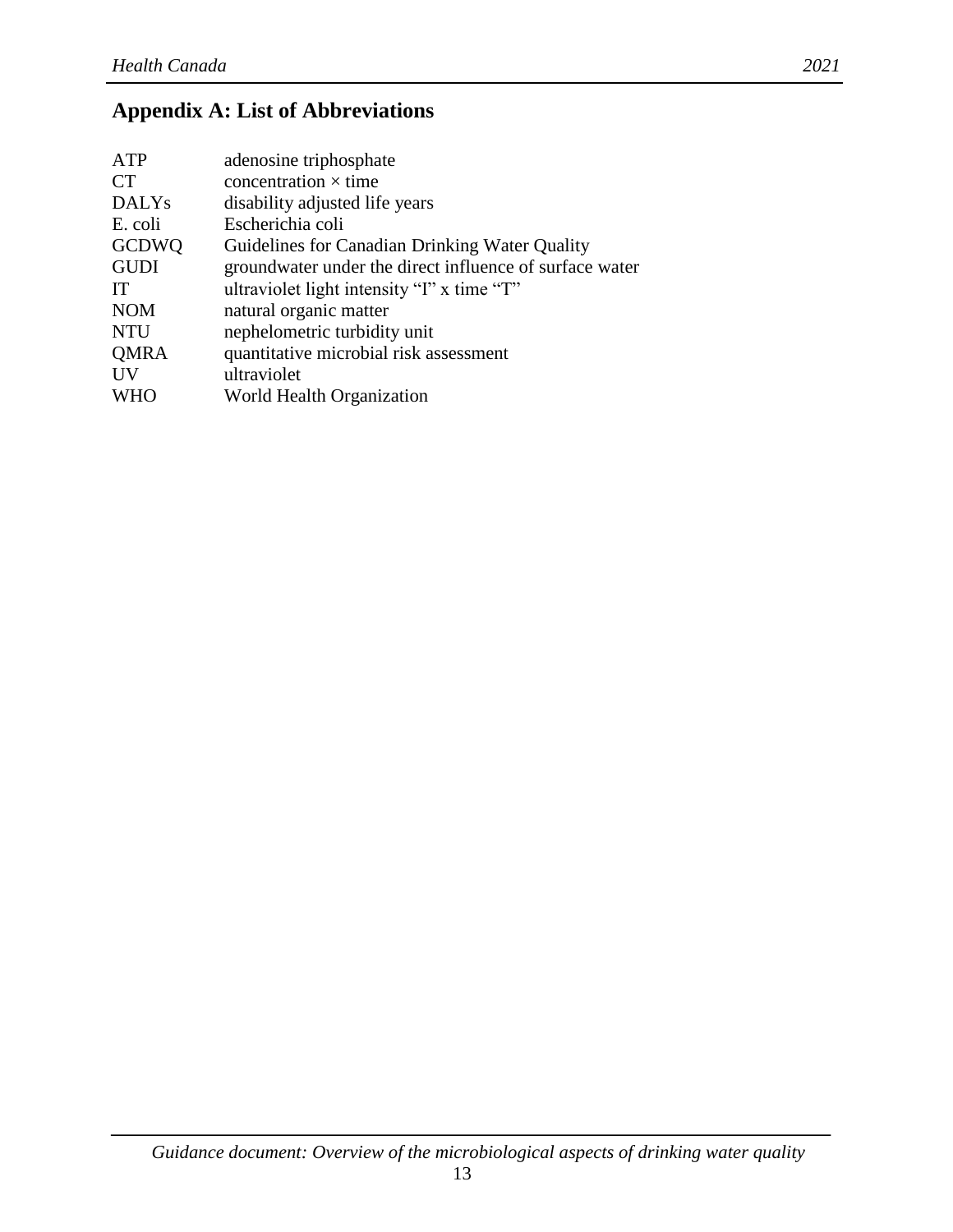## Appendix A: List of Abbreviations

| | |
|---|---|
| ATP | adenosine triphosphate |
| CT | concentration × time |
| DALYs | disability adjusted life years |
| E. coli | Escherichia coli |
| GCDWQ | Guidelines for Canadian Drinking Water Quality |
| GUDI | groundwater under the direct influence of surface water |
| IT | ultraviolet light intensity "I" x time "T" |
| NOM | natural organic matter |
| NTU | nephelometric turbidity unit |
| QMRA | quantitative microbial risk assessment |
| UV | ultraviolet |
| WHO | World Health Organization |